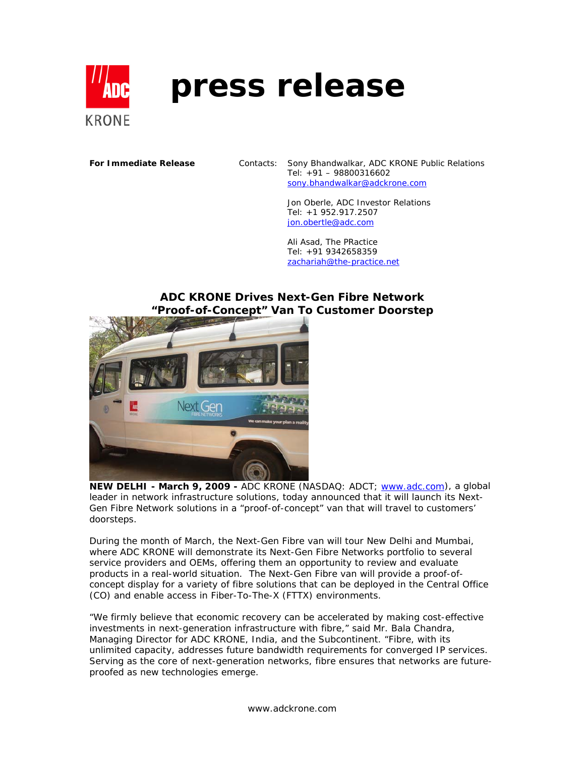# press release

**For Immediate Release**

Contacts: Sony Bhandwalkar, ADC KRONE Public Relations
Tel: +91 – 98800316602
sony.bhandwalkar@adckrone.com

Jon Oberle, ADC Investor Relations
Tel: +1 952.917.2507
jon.obertle@adc.com

Ali Asad, The PRactice
Tel: +91 9342658359
zachariah@the-practice.net

## ADC KRONE Drives Next-Gen Fibre Network "Proof-of-Concept" Van To Customer Doorstep

**NEW DELHI - March 9, 2009 -** ADC KRONE (NASDAQ: ADCT; www.adc.com), a global leader in network infrastructure solutions, today announced that it will launch its Next-Gen Fibre Network solutions in a "proof-of-concept" van that will travel to customers' doorsteps.

During the month of March, the Next-Gen Fibre van will tour New Delhi and Mumbai, where ADC KRONE will demonstrate its Next-Gen Fibre Networks portfolio to several service providers and OEMs, offering them an opportunity to review and evaluate products in a real-world situation. The Next-Gen Fibre van will provide a proof-of-concept display for a variety of fibre solutions that can be deployed in the Central Office (CO) and enable access in Fiber-To-The-X (FTTX) environments.

"We firmly believe that economic recovery can be accelerated by making cost-effective investments in next-generation infrastructure with fibre," said Mr. Bala Chandra, Managing Director for ADC KRONE, India, and the Subcontinent. "Fibre, with its unlimited capacity, addresses future bandwidth requirements for converged IP services. Serving as the core of next-generation networks, fibre ensures that networks are future-proofed as new technologies emerge.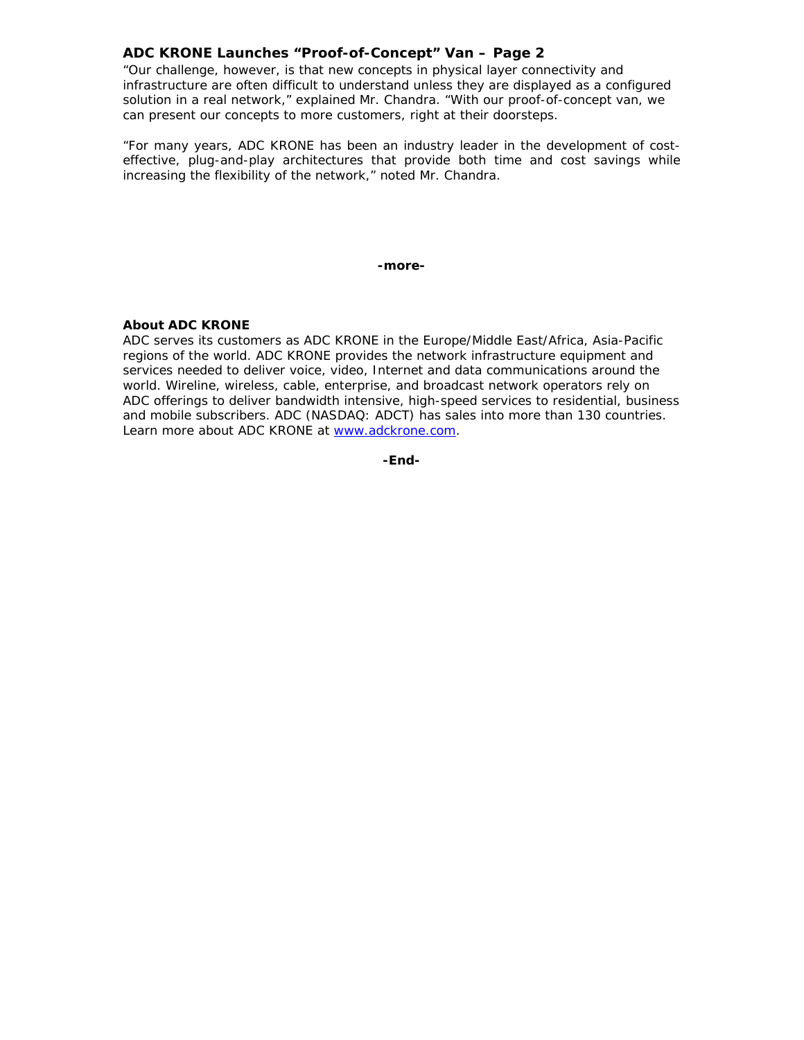"Our challenge, however, is that new concepts in physical layer connectivity and infrastructure are often difficult to understand unless they are displayed as a configured solution in a real network," explained Mr. Chandra. "With our proof-of-concept van, we can present our concepts to more customers, right at their doorsteps.

"For many years, ADC KRONE has been an industry leader in the development of cost-effective, plug-and-play architectures that provide both time and cost savings while increasing the flexibility of the network," noted Mr. Chandra.

**-more-**

**About ADC KRONE**

ADC serves its customers as ADC KRONE in the Europe/Middle East/Africa, Asia-Pacific regions of the world. ADC KRONE provides the network infrastructure equipment and services needed to deliver voice, video, Internet and data communications around the world. Wireline, wireless, cable, enterprise, and broadcast network operators rely on ADC offerings to deliver bandwidth intensive, high-speed services to residential, business and mobile subscribers. ADC (NASDAQ: ADCT) has sales into more than 130 countries. Learn more about ADC KRONE at www.adckrone.com.

**-End-**